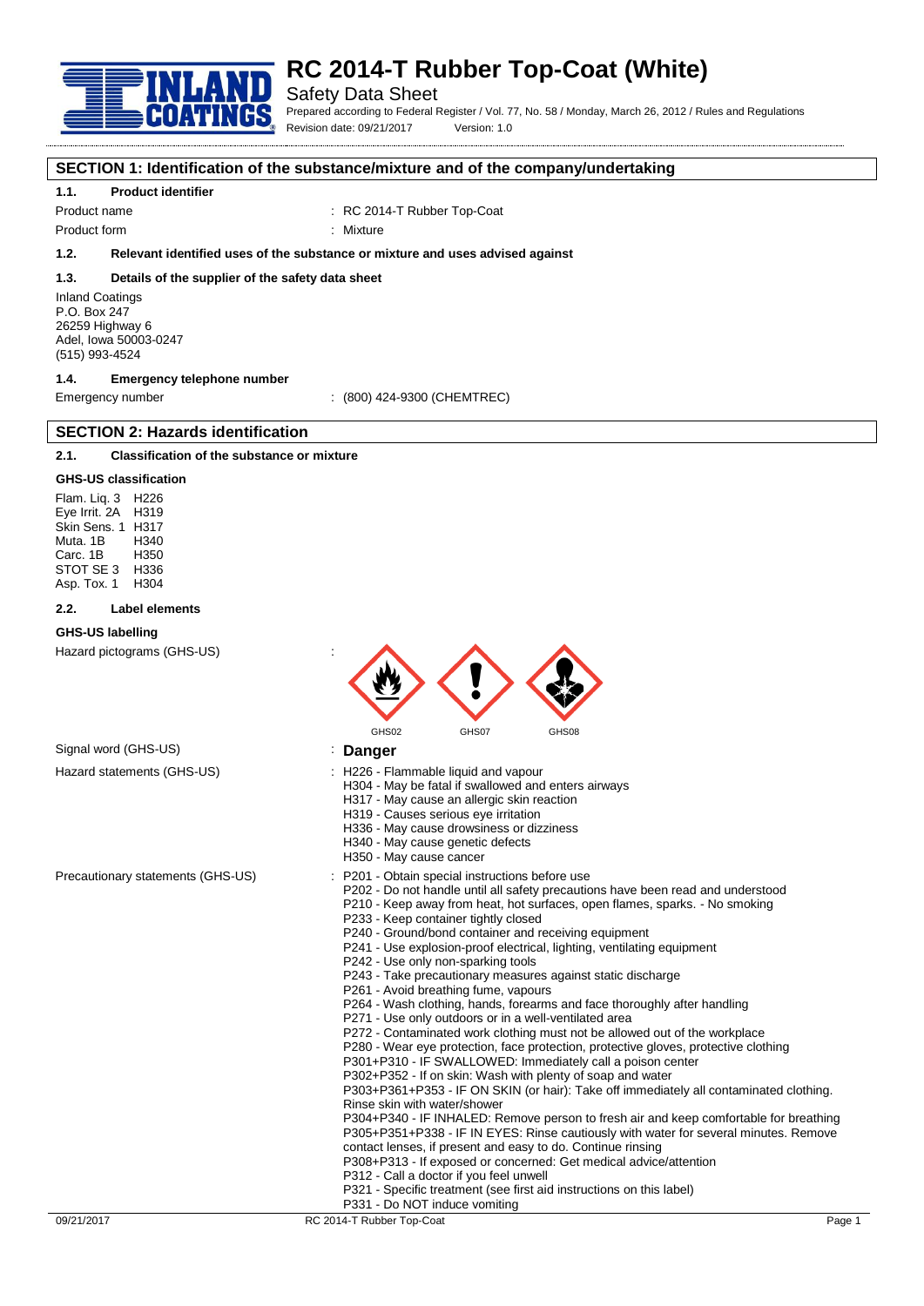# RC 2014-T Rubber Top-Coat (White)

Safety Data Sheet

Prepared according to Federal Register / Vol. 77, No. 58 / Monday, March 26, 2012 / Rules and Regulations

Revision date: 09/21/2017 Version: 1.0

## SECTION 1: Identification of the substance/mixture and of the company/undertaking

### 1.1. Product identifier

Product name : RC 2014-T Rubber Top-Coat

Product form : Mixture

### 1.2. Relevant identified uses of the substance or mixture and uses advised against

### 1.3. Details of the supplier of the safety data sheet

Inland Coatings
P.O. Box 247
26259 Highway 6
Adel, Iowa 50003-0247
(515) 993-4524

### 1.4. Emergency telephone number

Emergency number : (800) 424-9300 (CHEMTREC)

## SECTION 2: Hazards identification

### 2.1. Classification of the substance or mixture

**GHS-US classification**

Flam. Liq. 3 H226
Eye Irrit. 2A H319
Skin Sens. 1 H317
Muta. 1B H340
Carc. 1B H350
STOT SE 3 H336
Asp. Tox. 1 H304

### 2.2. Label elements

**GHS-US labelling**

Hazard pictograms (GHS-US) : GHS02 GHS07 GHS08

Signal word (GHS-US) : **Danger**

Hazard statements (GHS-US) :
H226 - Flammable liquid and vapour
H304 - May be fatal if swallowed and enters airways
H317 - May cause an allergic skin reaction
H319 - Causes serious eye irritation
H336 - May cause drowsiness or dizziness
H340 - May cause genetic defects
H350 - May cause cancer

Precautionary statements (GHS-US) :
P201 - Obtain special instructions before use
P202 - Do not handle until all safety precautions have been read and understood
P210 - Keep away from heat, hot surfaces, open flames, sparks. - No smoking
P233 - Keep container tightly closed
P240 - Ground/bond container and receiving equipment
P241 - Use explosion-proof electrical, lighting, ventilating equipment
P242 - Use only non-sparking tools
P243 - Take precautionary measures against static discharge
P261 - Avoid breathing fume, vapours
P264 - Wash clothing, hands, forearms and face thoroughly after handling
P271 - Use only outdoors or in a well-ventilated area
P272 - Contaminated work clothing must not be allowed out of the workplace
P280 - Wear eye protection, face protection, protective gloves, protective clothing
P301+P310 - IF SWALLOWED: Immediately call a poison center
P302+P352 - If on skin: Wash with plenty of soap and water
P303+P361+P353 - IF ON SKIN (or hair): Take off immediately all contaminated clothing. Rinse skin with water/shower
P304+P340 - IF INHALED: Remove person to fresh air and keep comfortable for breathing
P305+P351+P338 - IF IN EYES: Rinse cautiously with water for several minutes. Remove contact lenses, if present and easy to do. Continue rinsing
P308+P313 - If exposed or concerned: Get medical advice/attention
P312 - Call a doctor if you feel unwell
P321 - Specific treatment (see first aid instructions on this label)
P331 - Do NOT induce vomiting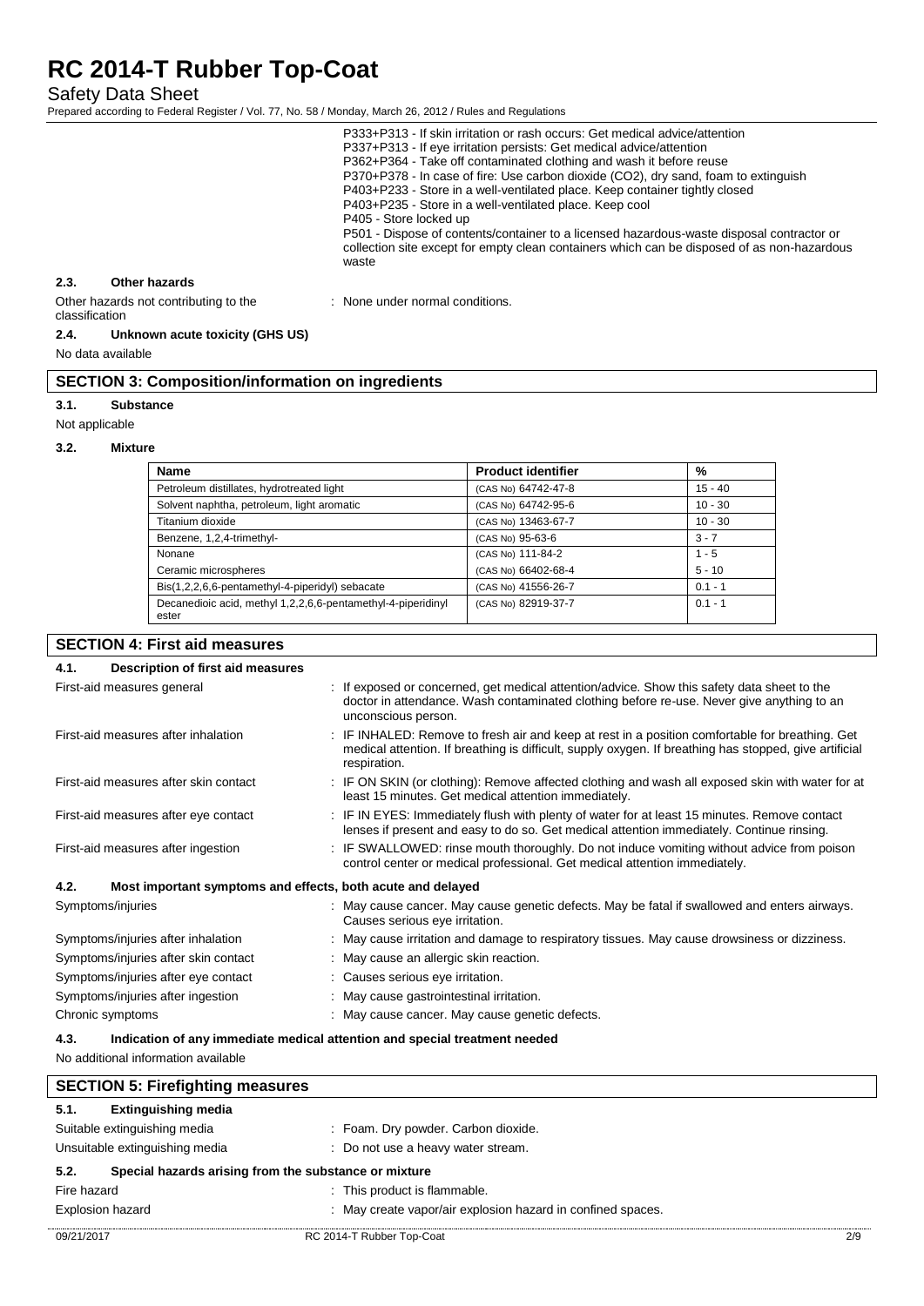P333+P313 - If skin irritation or rash occurs: Get medical advice/attention
P337+P313 - If eye irritation persists: Get medical advice/attention
P362+P364 - Take off contaminated clothing and wash it before reuse
P370+P378 - In case of fire: Use carbon dioxide ($CO_2$), dry sand, foam to extinguish
P403+P233 - Store in a well-ventilated place. Keep container tightly closed
P403+P235 - Store in a well-ventilated place. Keep cool
P405 - Store locked up
P501 - Dispose of contents/container to a licensed hazardous-waste disposal contractor or collection site except for empty clean containers which can be disposed of as non-hazardous waste

### 2.3. Other hazards

Other hazards not contributing to the classification : None under normal conditions.

### 2.4. Unknown acute toxicity (GHS US)

No data available

## SECTION 3: Composition/information on ingredients

### 3.1. Substance

Not applicable

### 3.2. Mixture

| Name | Product identifier | % |
|---|---|---|
| Petroleum distillates, hydrotreated light | (CAS No) 64742-47-8 | 15 - 40 |
| Solvent naphtha, petroleum, light aromatic | (CAS No) 64742-95-6 | 10 - 30 |
| Titanium dioxide | (CAS No) 13463-67-7 | 10 - 30 |
| Benzene, 1,2,4-trimethyl- | (CAS No) 95-63-6 | 3 - 7 |
| Nonane | (CAS No) 111-84-2 | 1 - 5 |
| Ceramic microspheres | (CAS No) 66402-68-4 | 5 - 10 |
| Bis(1,2,2,6,6-pentamethyl-4-piperidyl) sebacate | (CAS No) 41556-26-7 | 0.1 - 1 |
| Decanedioic acid, methyl 1,2,2,6,6-pentamethyl-4-piperidinyl ester | (CAS No) 82919-37-7 | 0.1 - 1 |

## SECTION 4: First aid measures

### 4.1. Description of first aid measures

First-aid measures general : If exposed or concerned, get medical attention/advice. Show this safety data sheet to the doctor in attendance. Wash contaminated clothing before re-use. Never give anything to an unconscious person.

First-aid measures after inhalation : IF INHALED: Remove to fresh air and keep at rest in a position comfortable for breathing. Get medical attention. If breathing is difficult, supply oxygen. If breathing has stopped, give artificial respiration.

First-aid measures after skin contact : IF ON SKIN (or clothing): Remove affected clothing and wash all exposed skin with water for at least 15 minutes. Get medical attention immediately.

First-aid measures after eye contact : IF IN EYES: Immediately flush with plenty of water for at least 15 minutes. Remove contact lenses if present and easy to do so. Get medical attention immediately. Continue rinsing.

First-aid measures after ingestion : IF SWALLOWED: rinse mouth thoroughly. Do not induce vomiting without advice from poison control center or medical professional. Get medical attention immediately.

### 4.2. Most important symptoms and effects, both acute and delayed

Symptoms/injuries : May cause cancer. May cause genetic defects. May be fatal if swallowed and enters airways. Causes serious eye irritation.

Symptoms/injuries after inhalation : May cause irritation and damage to respiratory tissues. May cause drowsiness or dizziness.

Symptoms/injuries after skin contact : May cause an allergic skin reaction.

Symptoms/injuries after eye contact : Causes serious eye irritation.

Symptoms/injuries after ingestion : May cause gastrointestinal irritation.

Chronic symptoms : May cause cancer. May cause genetic defects.

### 4.3. Indication of any immediate medical attention and special treatment needed

No additional information available

## SECTION 5: Firefighting measures

### 5.1. Extinguishing media

Suitable extinguishing media : Foam. Dry powder. Carbon dioxide.

Unsuitable extinguishing media : Do not use a heavy water stream.

### 5.2. Special hazards arising from the substance or mixture

Fire hazard : This product is flammable.

Explosion hazard : May create vapor/air explosion hazard in confined spaces.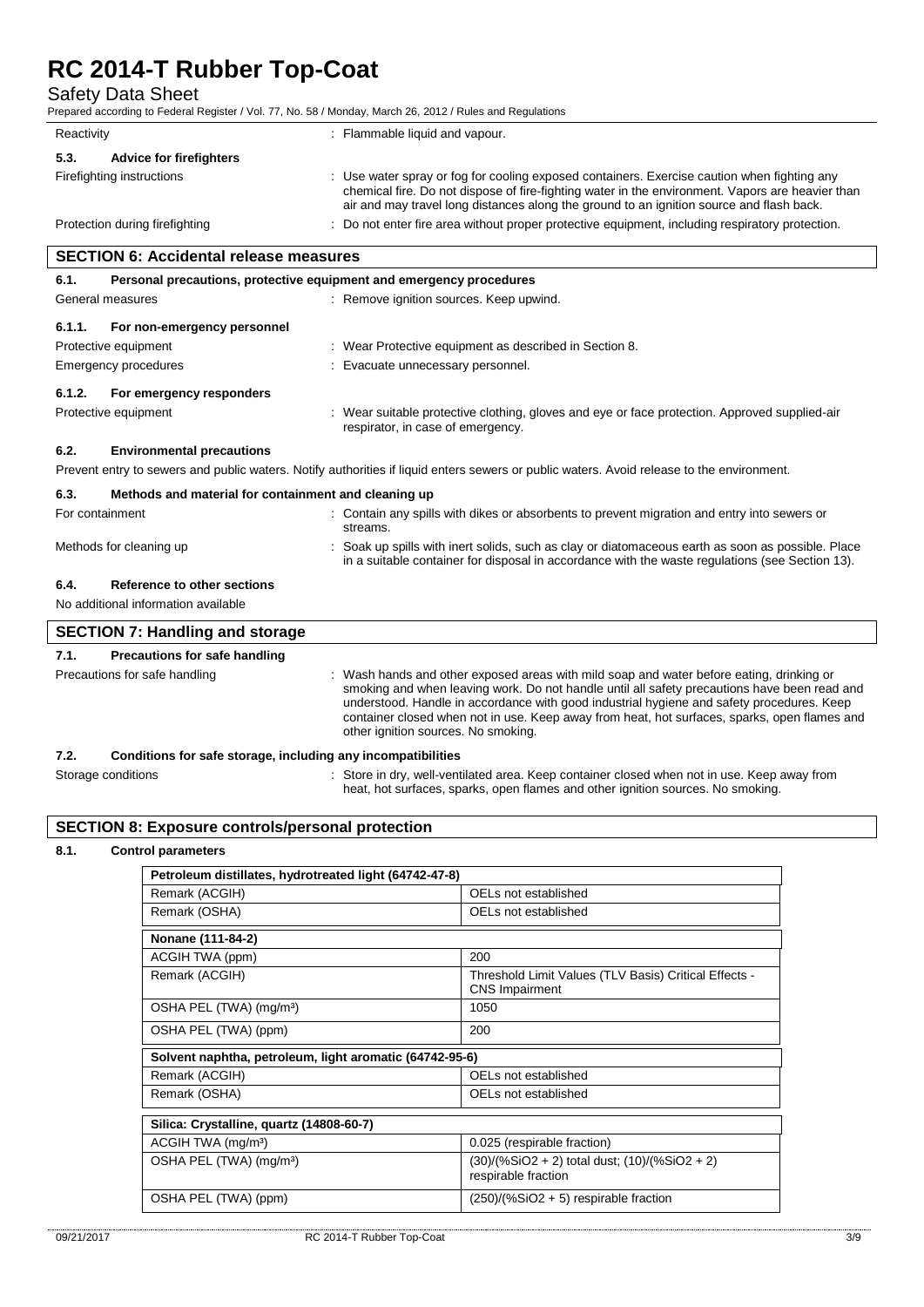| | |
|---|---|
| Reactivity | : Flammable liquid and vapour. |

**5.3. Advice for firefighters**

| | |
|---|---|
| Firefighting instructions | : Use water spray or fog for cooling exposed containers. Exercise caution when fighting any chemical fire. Do not dispose of fire-fighting water in the environment. Vapors are heavier than air and may travel long distances along the ground to an ignition source and flash back. |
| Protection during firefighting | : Do not enter fire area without proper protective equipment, including respiratory protection. |

## SECTION 6: Accidental release measures

**6.1. Personal precautions, protective equipment and emergency procedures**

| | |
|---|---|
| General measures | : Remove ignition sources. Keep upwind. |

**6.1.1. For non-emergency personnel**

| | |
|---|---|
| Protective equipment | : Wear Protective equipment as described in Section 8. |
| Emergency procedures | : Evacuate unnecessary personnel. |

**6.1.2. For emergency responders**

| | |
|---|---|
| Protective equipment | : Wear suitable protective clothing, gloves and eye or face protection. Approved supplied-air respirator, in case of emergency. |

**6.2. Environmental precautions**

Prevent entry to sewers and public waters. Notify authorities if liquid enters sewers or public waters. Avoid release to the environment.

**6.3. Methods and material for containment and cleaning up**

| | |
|---|---|
| For containment | : Contain any spills with dikes or absorbents to prevent migration and entry into sewers or streams. |
| Methods for cleaning up | : Soak up spills with inert solids, such as clay or diatomaceous earth as soon as possible. Place in a suitable container for disposal in accordance with the waste regulations (see Section 13). |

**6.4. Reference to other sections**

No additional information available

## SECTION 7: Handling and storage

**7.1. Precautions for safe handling**

| | |
|---|---|
| Precautions for safe handling | : Wash hands and other exposed areas with mild soap and water before eating, drinking or smoking and when leaving work. Do not handle until all safety precautions have been read and understood. Handle in accordance with good industrial hygiene and safety procedures. Keep container closed when not in use. Keep away from heat, hot surfaces, sparks, open flames and other ignition sources. No smoking. |

**7.2. Conditions for safe storage, including any incompatibilities**

| | |
|---|---|
| Storage conditions | : Store in dry, well-ventilated area. Keep container closed when not in use. Keep away from heat, hot surfaces, sparks, open flames and other ignition sources. No smoking. |

## SECTION 8: Exposure controls/personal protection

**8.1. Control parameters**

| Petroleum distillates, hydrotreated light (64742-47-8) | |
|---|---|
| Remark (ACGIH) | OELs not established |
| Remark (OSHA) | OELs not established |

| Nonane (111-84-2) | |
|---|---|
| ACGIH TWA (ppm) | 200 |
| Remark (ACGIH) | Threshold Limit Values (TLV Basis) Critical Effects - CNS Impairment |
| OSHA PEL (TWA) (mg/m³) | 1050 |
| OSHA PEL (TWA) (ppm) | 200 |

| Solvent naphtha, petroleum, light aromatic (64742-95-6) | |
|---|---|
| Remark (ACGIH) | OELs not established |
| Remark (OSHA) | OELs not established |

| Silica: Crystalline, quartz (14808-60-7) | |
|---|---|
| ACGIH TWA (mg/m³) | 0.025 (respirable fraction) |
| OSHA PEL (TWA) (mg/m³) | (30)/(%SiO2 + 2) total dust; (10)/(%SiO2 + 2) respirable fraction |
| OSHA PEL (TWA) (ppm) | (250)/(%SiO2 + 5) respirable fraction |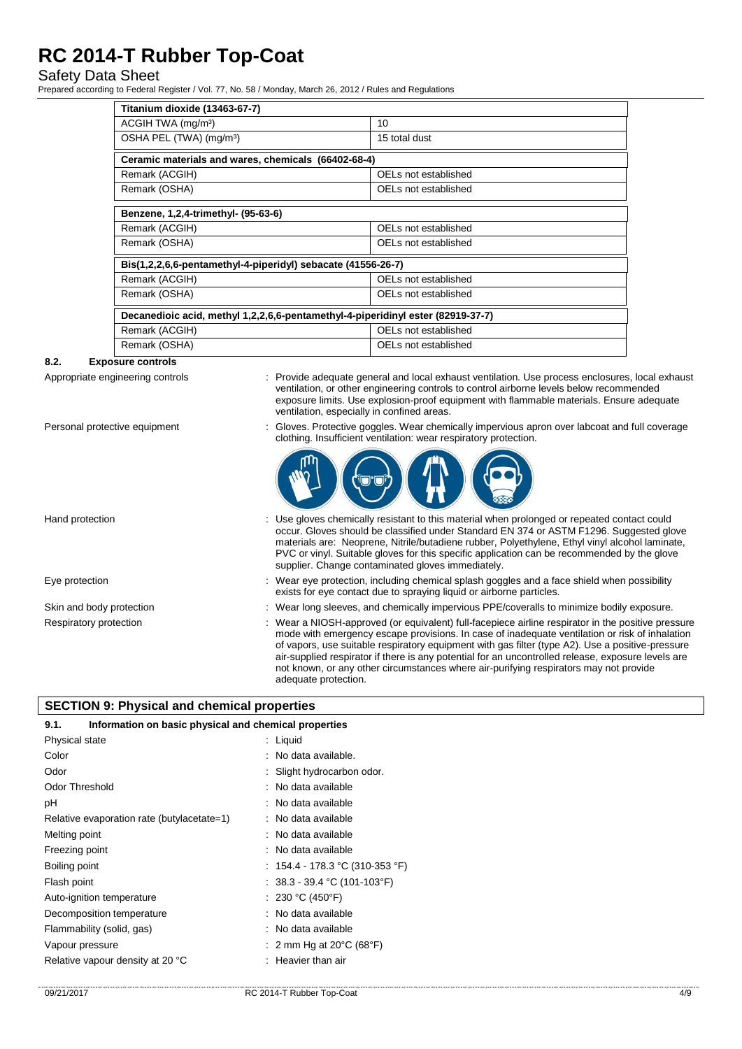| Titanium dioxide (13463-67-7) | |
|---|---|
| ACGIH TWA (mg/m³) | 10 |
| OSHA PEL (TWA) (mg/m³) | 15 total dust |

| Ceramic materials and wares, chemicals (66402-68-4) | |
|---|---|
| Remark (ACGIH) | OELs not established |
| Remark (OSHA) | OELs not established |

| Benzene, 1,2,4-trimethyl- (95-63-6) | |
|---|---|
| Remark (ACGIH) | OELs not established |
| Remark (OSHA) | OELs not established |

| Bis(1,2,2,6,6-pentamethyl-4-piperidyl) sebacate (41556-26-7) | |
|---|---|
| Remark (ACGIH) | OELs not established |
| Remark (OSHA) | OELs not established |

| Decanedioic acid, methyl 1,2,2,6,6-pentamethyl-4-piperidinyl ester (82919-37-7) | |
|---|---|
| Remark (ACGIH) | OELs not established |
| Remark (OSHA) | OELs not established |

### 8.2. Exposure controls

Appropriate engineering controls : Provide adequate general and local exhaust ventilation. Use process enclosures, local exhaust ventilation, or other engineering controls to control airborne levels below recommended exposure limits. Use explosion-proof equipment with flammable materials. Ensure adequate ventilation, especially in confined areas.

Personal protective equipment : Gloves. Protective goggles. Wear chemically impervious apron over labcoat and full coverage clothing. Insufficient ventilation: wear respiratory protection.

Hand protection : Use gloves chemically resistant to this material when prolonged or repeated contact could occur. Gloves should be classified under Standard EN 374 or ASTM F1296. Suggested glove materials are: Neoprene, Nitrile/butadiene rubber, Polyethylene, Ethyl vinyl alcohol laminate, PVC or vinyl. Suitable gloves for this specific application can be recommended by the glove supplier. Change contaminated gloves immediately.

Eye protection : Wear eye protection, including chemical splash goggles and a face shield when possibility exists for eye contact due to spraying liquid or airborne particles.

Skin and body protection : Wear long sleeves, and chemically impervious PPE/coveralls to minimize bodily exposure.

Respiratory protection : Wear a NIOSH-approved (or equivalent) full-facepiece airline respirator in the positive pressure mode with emergency escape provisions. In case of inadequate ventilation or risk of inhalation of vapors, use suitable respiratory equipment with gas filter (type A2). Use a positive-pressure air-supplied respirator if there is any potential for an uncontrolled release, exposure levels are not known, or any other circumstances where air-purifying respirators may not provide adequate protection.

## SECTION 9: Physical and chemical properties

### 9.1. Information on basic physical and chemical properties

Physical state : Liquid

Color : No data available.

Odor : Slight hydrocarbon odor.

Odor Threshold : No data available

pH : No data available

Relative evaporation rate (butylacetate=1) : No data available

Melting point : No data available

Freezing point : No data available

Boiling point : 154.4 - 178.3 °C (310-353 °F)

Flash point : 38.3 - 39.4 °C (101-103°F)

Auto-ignition temperature : 230 °C (450°F)

Decomposition temperature : No data available

Flammability (solid, gas) : No data available

Vapour pressure : 2 mm Hg at 20°C (68°F)

Relative vapour density at 20 °C : Heavier than air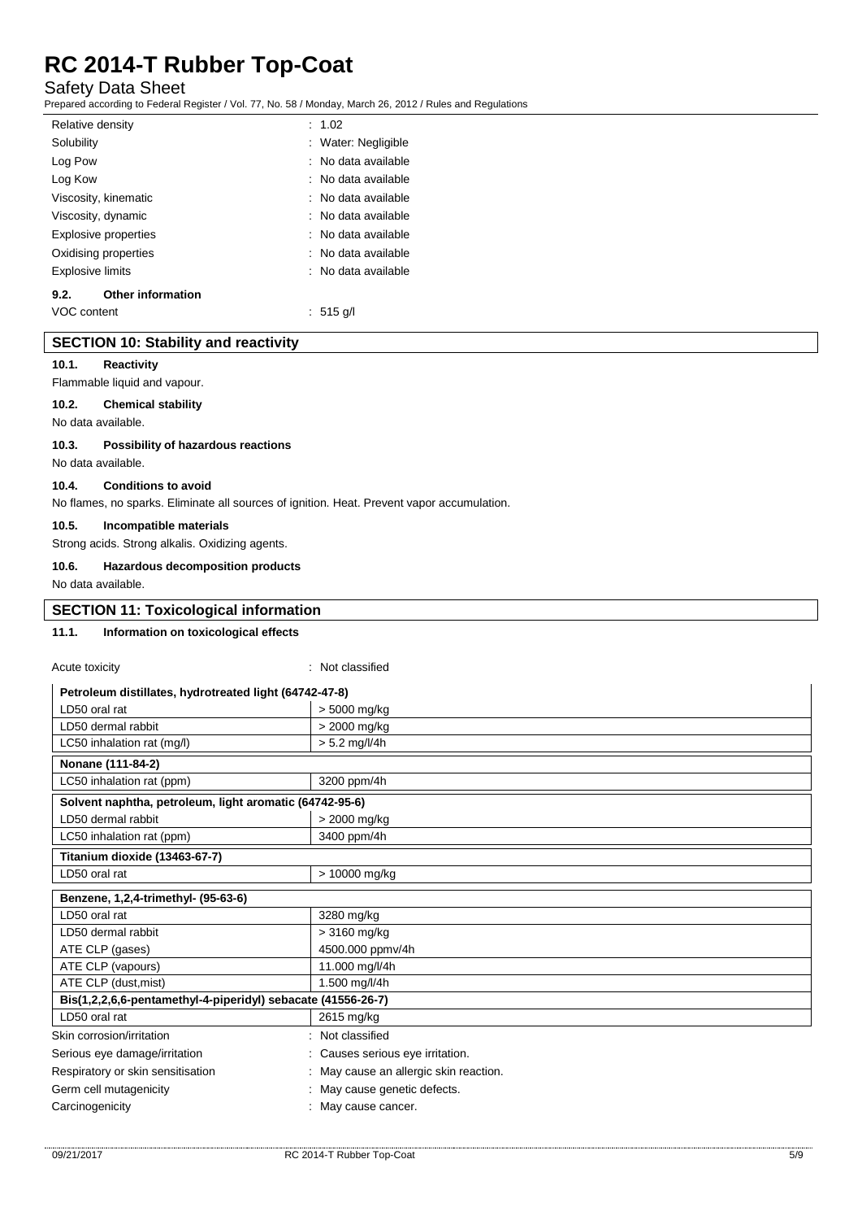| | |
|---|---|
| Relative density | : 1.02 |
| Solubility | : Water: Negligible |
| Log Pow | : No data available |
| Log Kow | : No data available |
| Viscosity, kinematic | : No data available |
| Viscosity, dynamic | : No data available |
| Explosive properties | : No data available |
| Oxidising properties | : No data available |
| Explosive limits | : No data available |

### 9.2. Other information

| | |
|---|---|
| VOC content | : 515 g/l |

## SECTION 10: Stability and reactivity

### 10.1. Reactivity

Flammable liquid and vapour.

### 10.2. Chemical stability

No data available.

### 10.3. Possibility of hazardous reactions

No data available.

### 10.4. Conditions to avoid

No flames, no sparks. Eliminate all sources of ignition. Heat. Prevent vapor accumulation.

### 10.5. Incompatible materials

Strong acids. Strong alkalis. Oxidizing agents.

### 10.6. Hazardous decomposition products

No data available.

## SECTION 11: Toxicological information

### 11.1. Information on toxicological effects

| | |
|---|---|
| Acute toxicity | : Not classified |

| Petroleum distillates, hydrotreated light (64742-47-8) | |
|---|---|
| LD50 oral rat | > 5000 mg/kg |
| LD50 dermal rabbit | > 2000 mg/kg |
| LC50 inhalation rat (mg/l) | > 5.2 mg/l/4h |

| Nonane (111-84-2) | |
|---|---|
| LC50 inhalation rat (ppm) | 3200 ppm/4h |

| Solvent naphtha, petroleum, light aromatic (64742-95-6) | |
|---|---|
| LD50 dermal rabbit | > 2000 mg/kg |
| LC50 inhalation rat (ppm) | 3400 ppm/4h |

| Titanium dioxide (13463-67-7) | |
|---|---|
| LD50 oral rat | > 10000 mg/kg |

| Benzene, 1,2,4-trimethyl- (95-63-6) | |
|---|---|
| LD50 oral rat | 3280 mg/kg |
| LD50 dermal rabbit | > 3160 mg/kg |
| ATE CLP (gases) | 4500.000 ppmv/4h |
| ATE CLP (vapours) | 11.000 mg/l/4h |
| ATE CLP (dust,mist) | 1.500 mg/l/4h |

| Bis(1,2,2,6,6-pentamethyl-4-piperidyl) sebacate (41556-26-7) | |
|---|---|
| LD50 oral rat | 2615 mg/kg |

| | |
|---|---|
| Skin corrosion/irritation | : Not classified |
| Serious eye damage/irritation | : Causes serious eye irritation. |
| Respiratory or skin sensitisation | : May cause an allergic skin reaction. |
| Germ cell mutagenicity | : May cause genetic defects. |
| Carcinogenicity | : May cause cancer. |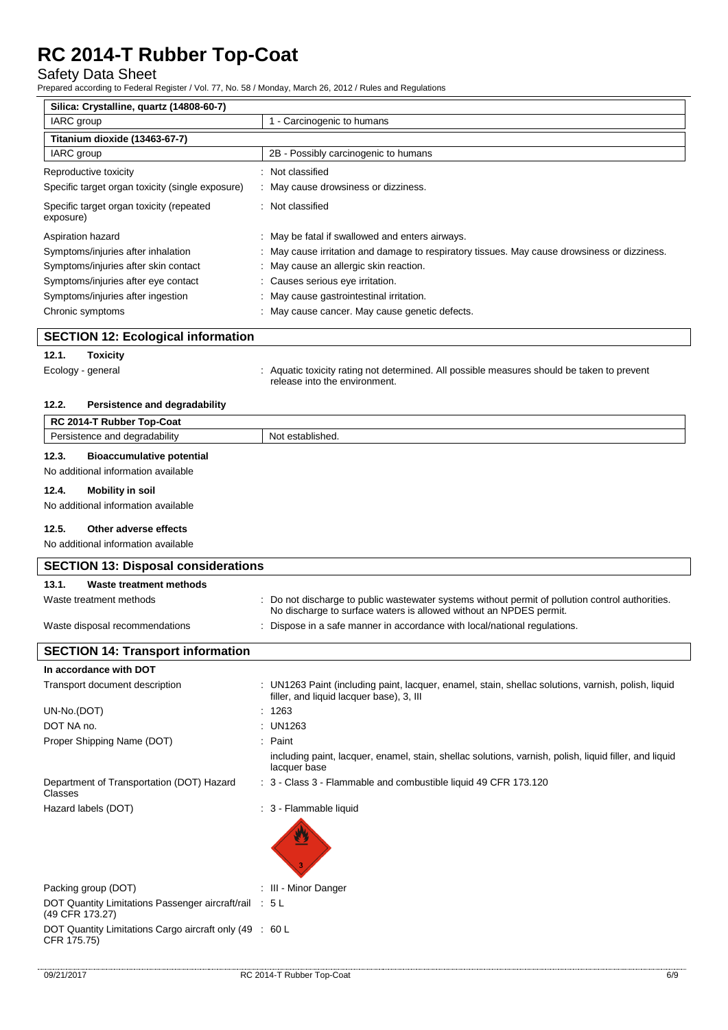| Silica: Crystalline, quartz (14808-60-7) | |
|---|---|
| IARC group | 1 - Carcinogenic to humans |

| Titanium dioxide (13463-67-7) | |
|---|---|
| IARC group | 2B - Possibly carcinogenic to humans |

Reproductive toxicity : Not classified

Specific target organ toxicity (single exposure) : May cause drowsiness or dizziness.

Specific target organ toxicity (repeated exposure) : Not classified

Aspiration hazard : May be fatal if swallowed and enters airways.

Symptoms/injuries after inhalation : May cause irritation and damage to respiratory tissues. May cause drowsiness or dizziness.

Symptoms/injuries after skin contact : May cause an allergic skin reaction.

Symptoms/injuries after eye contact : Causes serious eye irritation.

Symptoms/injuries after ingestion : May cause gastrointestinal irritation.

Chronic symptoms : May cause cancer. May cause genetic defects.

## SECTION 12: Ecological information

### 12.1. Toxicity

Ecology - general : Aquatic toxicity rating not determined. All possible measures should be taken to prevent release into the environment.

### 12.2. Persistence and degradability

| RC 2014-T Rubber Top-Coat | |
|---|---|
| Persistence and degradability | Not established. |

### 12.3. Bioaccumulative potential

No additional information available

### 12.4. Mobility in soil

No additional information available

### 12.5. Other adverse effects

No additional information available

## SECTION 13: Disposal considerations

### 13.1. Waste treatment methods

Waste treatment methods : Do not discharge to public wastewater systems without permit of pollution control authorities. No discharge to surface waters is allowed without an NPDES permit.

Waste disposal recommendations : Dispose in a safe manner in accordance with local/national regulations.

## SECTION 14: Transport information

**In accordance with DOT**

Transport document description : UN1263 Paint (including paint, lacquer, enamel, stain, shellac solutions, varnish, polish, liquid filler, and liquid lacquer base), 3, III

UN-No.(DOT) : 1263

DOT NA no. : UN1263

Proper Shipping Name (DOT) : Paint

including paint, lacquer, enamel, stain, shellac solutions, varnish, polish, liquid filler, and liquid lacquer base

Department of Transportation (DOT) Hazard Classes : 3 - Class 3 - Flammable and combustible liquid 49 CFR 173.120

Hazard labels (DOT) : 3 - Flammable liquid

Packing group (DOT) : III - Minor Danger

DOT Quantity Limitations Passenger aircraft/rail (49 CFR 173.27) : 5 L

DOT Quantity Limitations Cargo aircraft only (49 CFR 175.75) : 60 L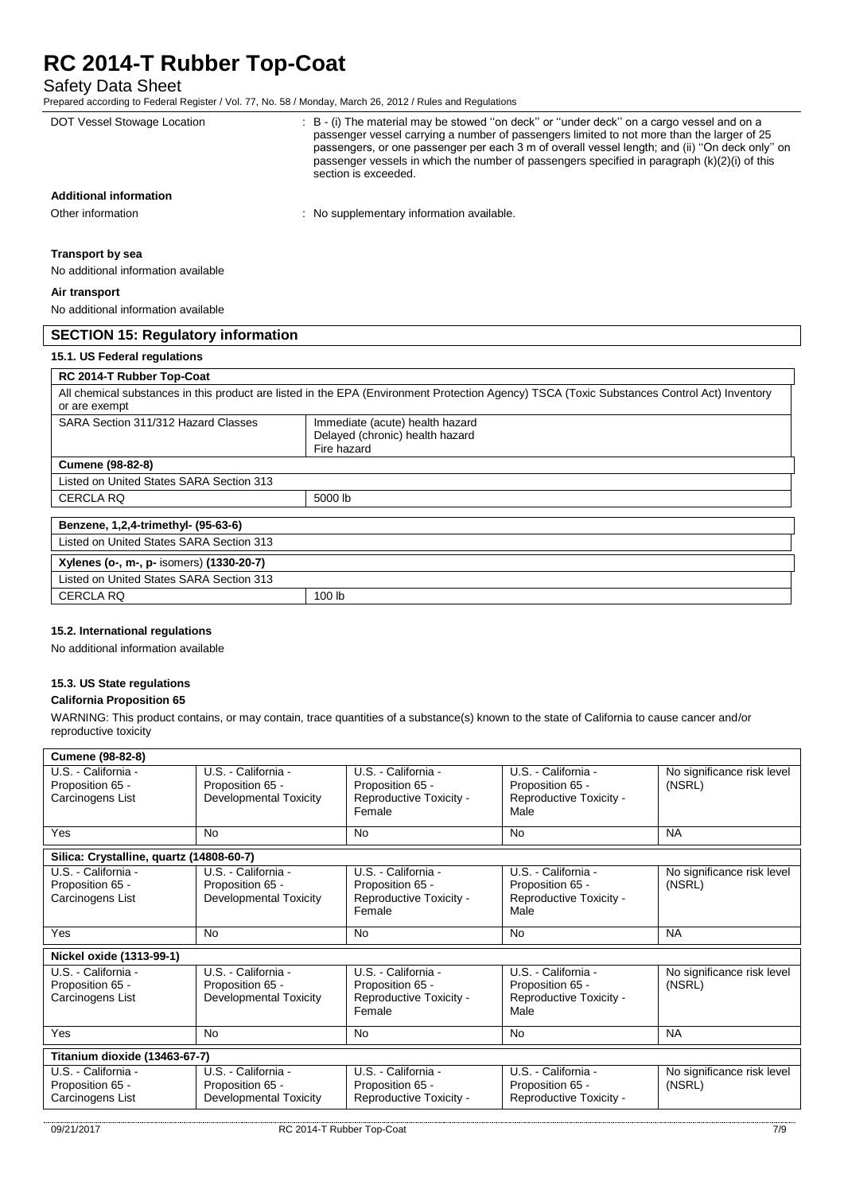| DOT Vessel Stowage Location | : B - (i) The material may be stowed ''on deck'' or ''under deck'' on a cargo vessel and on a passenger vessel carrying a number of passengers limited to not more than the larger of 25 passengers, or one passenger per each 3 m of overall vessel length; and (ii) ''On deck only'' on passenger vessels in which the number of passengers specified in paragraph (k)(2)(i) of this section is exceeded. |
|---|---|

**Additional information**

| Other information | : No supplementary information available. |
|---|---|

**Transport by sea**

No additional information available

**Air transport**

No additional information available

## SECTION 15: Regulatory information

### 15.1. US Federal regulations

| RC 2014-T Rubber Top-Coat | |
|---|---|
| All chemical substances in this product are listed in the EPA (Environment Protection Agency) TSCA (Toxic Substances Control Act) Inventory or are exempt | |
| SARA Section 311/312 Hazard Classes | Immediate (acute) health hazard<br>Delayed (chronic) health hazard<br>Fire hazard |
| **Cumene (98-82-8)** | |
| Listed on United States SARA Section 313 | |
| CERCLA RQ | 5000 lb |

| Benzene, 1,2,4-trimethyl- (95-63-6) | |
|---|---|
| Listed on United States SARA Section 313 | |
| **Xylenes (o-, m-, p- isomers) (1330-20-7)** | |
| Listed on United States SARA Section 313 | |
| CERCLA RQ | 100 lb |

### 15.2. International regulations

No additional information available

### 15.3. US State regulations

**California Proposition 65**

WARNING: This product contains, or may contain, trace quantities of a substance(s) known to the state of California to cause cancer and/or reproductive toxicity

| Cumene (98-82-8) | | | | |
|---|---|---|---|---|
| U.S. - California - Proposition 65 - Carcinogens List | U.S. - California - Proposition 65 - Developmental Toxicity | U.S. - California - Proposition 65 - Reproductive Toxicity - Female | U.S. - California - Proposition 65 - Reproductive Toxicity - Male | No significance risk level (NSRL) |
| Yes | No | No | No | NA |
| **Silica: Crystalline, quartz (14808-60-7)** | | | | |
| U.S. - California - Proposition 65 - Carcinogens List | U.S. - California - Proposition 65 - Developmental Toxicity | U.S. - California - Proposition 65 - Reproductive Toxicity - Female | U.S. - California - Proposition 65 - Reproductive Toxicity - Male | No significance risk level (NSRL) |
| Yes | No | No | No | NA |
| **Nickel oxide (1313-99-1)** | | | | |
| U.S. - California - Proposition 65 - Carcinogens List | U.S. - California - Proposition 65 - Developmental Toxicity | U.S. - California - Proposition 65 - Reproductive Toxicity - Female | U.S. - California - Proposition 65 - Reproductive Toxicity - Male | No significance risk level (NSRL) |
| Yes | No | No | No | NA |
| **Titanium dioxide (13463-67-7)** | | | | |
| U.S. - California - Proposition 65 - Carcinogens List | U.S. - California - Proposition 65 - Developmental Toxicity | U.S. - California - Proposition 65 - Reproductive Toxicity - | U.S. - California - Proposition 65 - Reproductive Toxicity - | No significance risk level (NSRL) |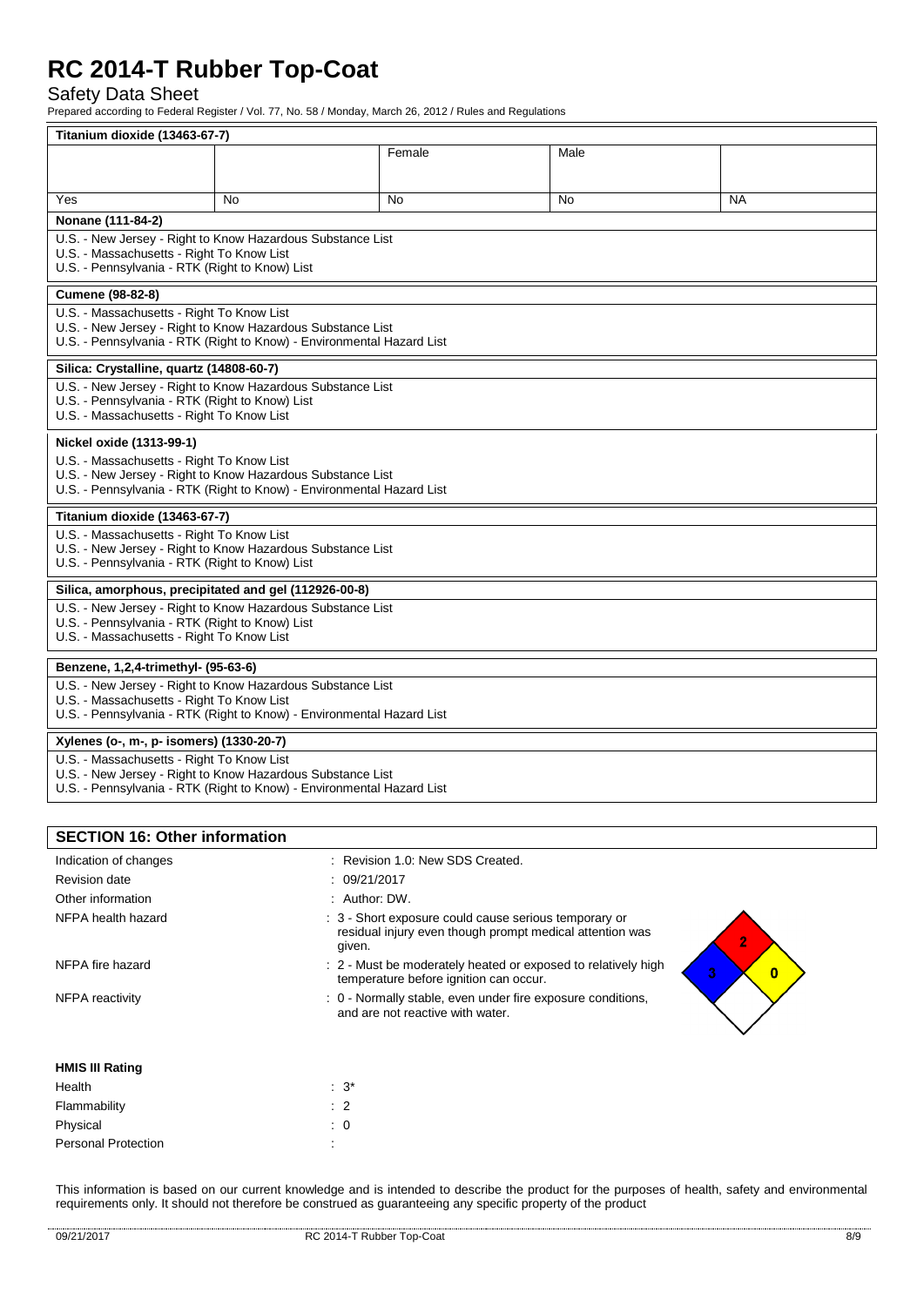| Titanium dioxide (13463-67-7) | | | | |
|---|---|---|---|---|
| | | Female | Male | |
| Yes | No | No | No | NA |

**Nonane (111-84-2)**

U.S. - New Jersey - Right to Know Hazardous Substance List
U.S. - Massachusetts - Right To Know List
U.S. - Pennsylvania - RTK (Right to Know) List

**Cumene (98-82-8)**

U.S. - Massachusetts - Right To Know List
U.S. - New Jersey - Right to Know Hazardous Substance List
U.S. - Pennsylvania - RTK (Right to Know) - Environmental Hazard List

**Silica: Crystalline, quartz (14808-60-7)**

U.S. - New Jersey - Right to Know Hazardous Substance List
U.S. - Pennsylvania - RTK (Right to Know) List
U.S. - Massachusetts - Right To Know List

**Nickel oxide (1313-99-1)**

U.S. - Massachusetts - Right To Know List
U.S. - New Jersey - Right to Know Hazardous Substance List
U.S. - Pennsylvania - RTK (Right to Know) - Environmental Hazard List

**Titanium dioxide (13463-67-7)**

U.S. - Massachusetts - Right To Know List
U.S. - New Jersey - Right to Know Hazardous Substance List
U.S. - Pennsylvania - RTK (Right to Know) List

**Silica, amorphous, precipitated and gel (112926-00-8)**

U.S. - New Jersey - Right to Know Hazardous Substance List
U.S. - Pennsylvania - RTK (Right to Know) List
U.S. - Massachusetts - Right To Know List

**Benzene, 1,2,4-trimethyl- (95-63-6)**

U.S. - New Jersey - Right to Know Hazardous Substance List
U.S. - Massachusetts - Right To Know List
U.S. - Pennsylvania - RTK (Right to Know) - Environmental Hazard List

**Xylenes (o-, m-, p- isomers) (1330-20-7)**

U.S. - Massachusetts - Right To Know List
U.S. - New Jersey - Right to Know Hazardous Substance List
U.S. - Pennsylvania - RTK (Right to Know) - Environmental Hazard List

## SECTION 16: Other information

Indication of changes : Revision 1.0: New SDS Created.

Revision date : 09/21/2017

Other information : Author: DW.

NFPA health hazard : 3 - Short exposure could cause serious temporary or residual injury even though prompt medical attention was given.

NFPA fire hazard : 2 - Must be moderately heated or exposed to relatively high temperature before ignition can occur.

NFPA reactivity : 0 - Normally stable, even under fire exposure conditions, and are not reactive with water.

2
3
0

**HMIS III Rating**

Health : 3*

Flammability : 2

Physical : 0

Personal Protection :

This information is based on our current knowledge and is intended to describe the product for the purposes of health, safety and environmental requirements only. It should not therefore be construed as guaranteeing any specific property of the product